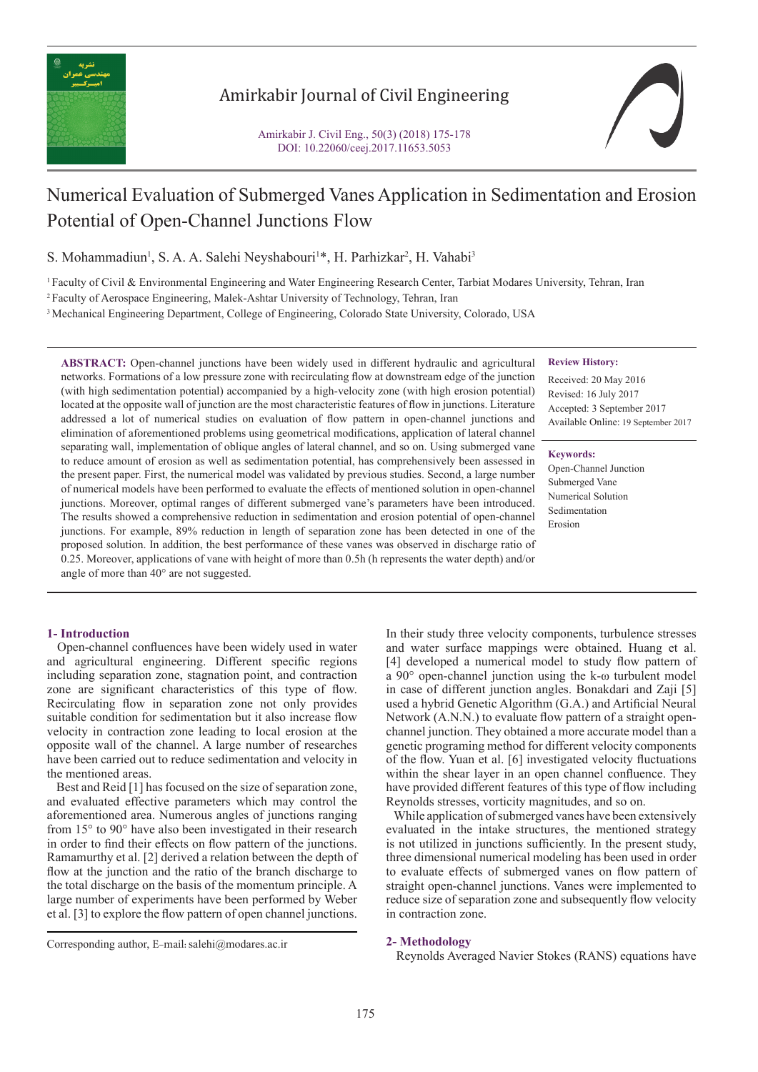# Amirkabir Journal of Civil Engineering

Amirkabir J. Civil Eng., 50(3) (2018) 175-178
DOI: 10.22060/ceej.2017.11653.5053

# Numerical Evaluation of Submerged Vanes Application in Sedimentation and Erosion Potential of Open-Channel Junctions Flow

S. Mohammadiun[1], S. A. A. Salehi Neyshabouri[1]*, H. Parhizkar[2], H. Vahabi[3]

[1] Faculty of Civil & Environmental Engineering and Water Engineering Research Center, Tarbiat Modares University, Tehran, Iran
[2] Faculty of Aerospace Engineering, Malek-Ashtar University of Technology, Tehran, Iran
[3] Mechanical Engineering Department, College of Engineering, Colorado State University, Colorado, USA

**ABSTRACT:** Open-channel junctions have been widely used in different hydraulic and agricultural networks. Formations of a low pressure zone with recirculating flow at downstream edge of the junction (with high sedimentation potential) accompanied by a high-velocity zone (with high erosion potential) located at the opposite wall of junction are the most characteristic features of flow in junctions. Literature addressed a lot of numerical studies on evaluation of flow pattern in open-channel junctions and elimination of aforementioned problems using geometrical modifications, application of lateral channel separating wall, implementation of oblique angles of lateral channel, and so on. Using submerged vane to reduce amount of erosion as well as sedimentation potential, has comprehensively been assessed in the present paper. First, the numerical model was validated by previous studies. Second, a large number of numerical models have been performed to evaluate the effects of mentioned solution in open-channel junctions. Moreover, optimal ranges of different submerged vane's parameters have been introduced. The results showed a comprehensive reduction in sedimentation and erosion potential of open-channel junctions. For example, 89% reduction in length of separation zone has been detected in one of the proposed solution. In addition, the best performance of these vanes was observed in discharge ratio of 0.25. Moreover, applications of vane with height of more than 0.5h (h represents the water depth) and/or angle of more than 40° are not suggested.

**Review History:**

Received: 20 May 2016
Revised: 16 July 2017
Accepted: 3 September 2017
Available Online: 19 September 2017

**Keywords:**

Open-Channel Junction
Submerged Vane
Numerical Solution
Sedimentation
Erosion

## 1- Introduction

Open-channel confluences have been widely used in water and agricultural engineering. Different specific regions including separation zone, stagnation point, and contraction zone are significant characteristics of this type of flow. Recirculating flow in separation zone not only provides suitable condition for sedimentation but it also increase flow velocity in contraction zone leading to local erosion at the opposite wall of the channel. A large number of researches have been carried out to reduce sedimentation and velocity in the mentioned areas.

Best and Reid [1] has focused on the size of separation zone, and evaluated effective parameters which may control the aforementioned area. Numerous angles of junctions ranging from 15° to 90° have also been investigated in their research in order to find their effects on flow pattern of the junctions. Ramamurthy et al. [2] derived a relation between the depth of flow at the junction and the ratio of the branch discharge to the total discharge on the basis of the momentum principle. A large number of experiments have been performed by Weber et al. [3] to explore the flow pattern of open channel junctions. In their study three velocity components, turbulence stresses and water surface mappings were obtained. Huang et al. [4] developed a numerical model to study flow pattern of a 90° open-channel junction using the k-ω turbulent model in case of different junction angles. Bonakdari and Zaji [5] used a hybrid Genetic Algorithm (G.A.) and Artificial Neural Network (A.N.N.) to evaluate flow pattern of a straight open-channel junction. They obtained a more accurate model than a genetic programing method for different velocity components of the flow. Yuan et al. [6] investigated velocity fluctuations within the shear layer in an open channel confluence. They have provided different features of this type of flow including Reynolds stresses, vorticity magnitudes, and so on.

While application of submerged vanes have been extensively evaluated in the intake structures, the mentioned strategy is not utilized in junctions sufficiently. In the present study, three dimensional numerical modeling has been used in order to evaluate effects of submerged vanes on flow pattern of straight open-channel junctions. Vanes were implemented to reduce size of separation zone and subsequently flow velocity in contraction zone.

Corresponding author, E-mail: salehi@modares.ac.ir

## 2- Methodology

Reynolds Averaged Navier Stokes (RANS) equations have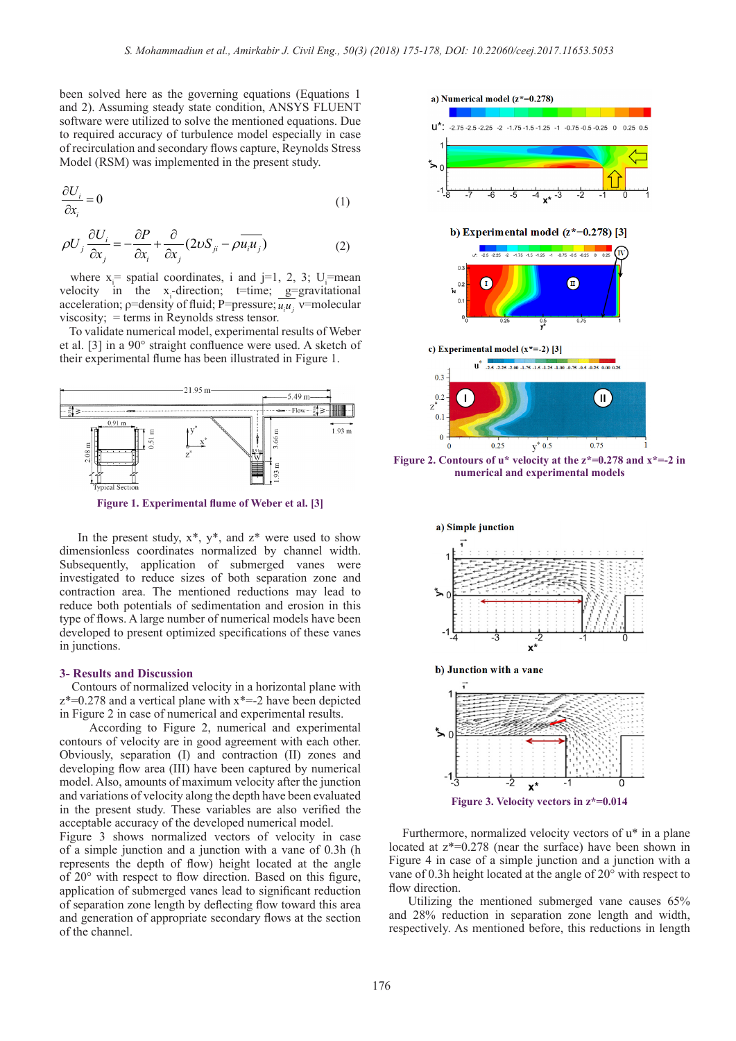been solved here as the governing equations (Equations 1 and 2). Assuming steady state condition, ANSYS FLUENT software were utilized to solve the mentioned equations. Due to required accuracy of turbulence model especially in case of recirculation and secondary flows capture, Reynolds Stress Model (RSM) was implemented in the present study.

$$\frac{\partial U_i}{\partial x_i} = 0 \qquad (1)$$

$$\rho U_j \frac{\partial U_i}{\partial x_j} = -\frac{\partial P}{\partial x_i} + \frac{\partial}{\partial x_j}(2\upsilon S_{ji} - \rho \overline{u_i u_j}) \qquad (2)$$

where $x_i$= spatial coordinates, i and j=1, 2, 3; $U_i$=mean velocity in the $x_i$-direction; t=time; g=gravitational acceleration; ρ=density of fluid; P=pressure; $\overline{u_i u_j}$ ν=molecular viscosity; = terms in Reynolds stress tensor.

To validate numerical model, experimental results of Weber et al. [3] in a 90° straight confluence were used. A sketch of their experimental flume has been illustrated in Figure 1.

Figure 1. Experimental flume of Weber et al. [3]

In the present study, x*, y*, and z* were used to show dimensionless coordinates normalized by channel width. Subsequently, application of submerged vanes were investigated to reduce sizes of both separation zone and contraction area. The mentioned reductions may lead to reduce both potentials of sedimentation and erosion in this type of flows. A large number of numerical models have been developed to present optimized specifications of these vanes in junctions.

## 3- Results and Discussion

Contours of normalized velocity in a horizontal plane with z*=0.278 and a vertical plane with x*=-2 have depicted in Figure 2 in case of numerical and experimental results.

According to Figure 2, numerical and experimental contours of velocity are in good agreement with each other. Obviously, separation (I) and contraction (II) zones and developing flow area (III) have been captured by numerical model. Also, amounts of maximum velocity after the junction and variations of velocity along the depth have been evaluated in the present study. These variables are also verified the acceptable accuracy of the developed numerical model.

Figure 3 shows normalized vectors of velocity in case of a simple junction and a junction with a vane of 0.3h (h represents the depth of flow) height located at the angle of 20° with respect to flow direction. Based on this figure, application of submerged vanes lead to significant reduction of separation zone length by deflecting flow toward this area and generation of appropriate secondary flows at the section of the channel.

Figure 2. Contours of u* velocity at the z*=0.278 and x*=-2 in numerical and experimental models

Figure 3. Velocity vectors in z*=0.014

Furthermore, normalized velocity vectors of u* in a plane located at z*=0.278 (near the surface) have been shown in Figure 4 in case of a simple junction and a junction with a vane of 0.3h height located at the angle of 20° with respect to flow direction.

Utilizing the mentioned submerged vane causes 65% and 28% reduction in separation zone length and width, respectively. As mentioned before, this reductions in length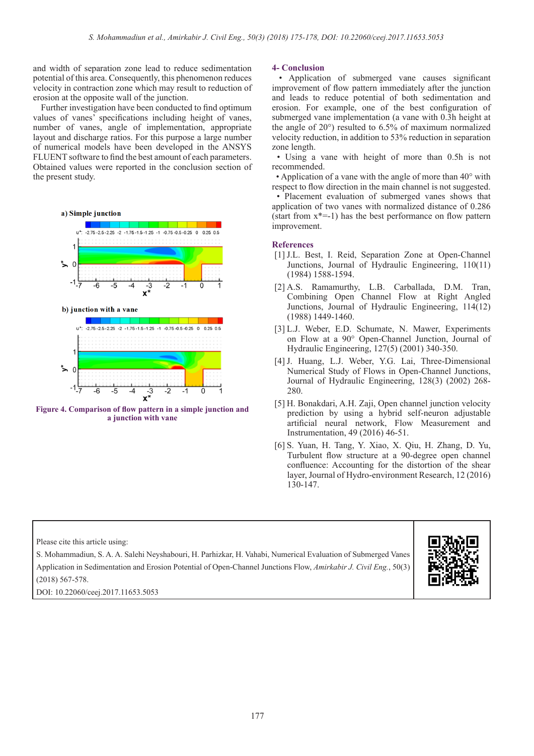and width of separation zone lead to reduce sedimentation potential of this area. Consequently, this phenomenon reduces velocity in contraction zone which may result to reduction of erosion at the opposite wall of the junction.

Further investigation have been conducted to find optimum values of vanes' specifications including height of vanes, number of vanes, angle of implementation, appropriate layout and discharge ratios. For this purpose a large number of numerical models have been developed in the ANSYS FLUENT software to find the best amount of each parameters. Obtained values were reported in the conclusion section of the present study.

a) Simple junction

u*: -2.75 -2.5 -2.25 -2 -1.75 -1.5 -1.25 -1 -0.75 -0.5 -0.25 0 0.25 0.5

y* 1 0 -1

x* -7 -6 -5 -4 -3 -2 -1 0 1

b) junction with a vane

u*: -2.75 -2.5 -2.25 -2 -1.75 -1.5 -1.25 -1 -0.75 -0.5 -0.25 0 0.25 0.5

y* 1 0 -1

x* -7 -6 -5 -4 -3 -2 -1 0 1

**Figure 4. Comparison of flow pattern in a simple junction and a junction with vane**

## 4- Conclusion

- Application of submerged vane causes significant improvement of flow pattern immediately after the junction and leads to reduce potential of both sedimentation and erosion. For example, one of the best configuration of submerged vane implementation (a vane with 0.3h height at the angle of 20°) resulted to 6.5% of maximum normalized velocity reduction, in addition to 53% reduction in separation zone length.
- Using a vane with height of more than 0.5h is not recommended.
- Application of a vane with the angle of more than 40° with respect to flow direction in the main channel is not suggested.
- Placement evaluation of submerged vanes shows that application of two vanes with normalized distance of 0.286 (start from x*=-1) has the best performance on flow pattern improvement.

## References

[1] J.L. Best, I. Reid, Separation Zone at Open-Channel Junctions, Journal of Hydraulic Engineering, 110(11) (1984) 1588-1594.

[2] A.S. Ramamurthy, L.B. Carballada, D.M. Tran, Combining Open Channel Flow at Right Angled Junctions, Journal of Hydraulic Engineering, 114(12) (1988) 1449-1460.

[3] L.J. Weber, E.D. Schumate, N. Mawer, Experiments on Flow at a 90° Open-Channel Junction, Journal of Hydraulic Engineering, 127(5) (2001) 340-350.

[4] J. Huang, L.J. Weber, Y.G. Lai, Three-Dimensional Numerical Study of Flows in Open-Channel Junctions, Journal of Hydraulic Engineering, 128(3) (2002) 268-280.

[5] H. Bonakdari, A.H. Zaji, Open channel junction velocity prediction by using a hybrid self-neuron adjustable artificial neural network, Flow Measurement and Instrumentation, 49 (2016) 46-51.

[6] S. Yuan, H. Tang, Y. Xiao, X. Qiu, H. Zhang, D. Yu, Turbulent flow structure at a 90-degree open channel confluence: Accounting for the distortion of the shear layer, Journal of Hydro-environment Research, 12 (2016) 130-147.

Please cite this article using:

S. Mohammadiun, S. A. A. Salehi Neyshabouri, H. Parhizkar, H. Vahabi, Numerical Evaluation of Submerged Vanes Application in Sedimentation and Erosion Potential of Open-Channel Junctions Flow, *Amirkabir J. Civil Eng.*, 50(3) (2018) 567-578.

DOI: 10.22060/ceej.2017.11653.5053